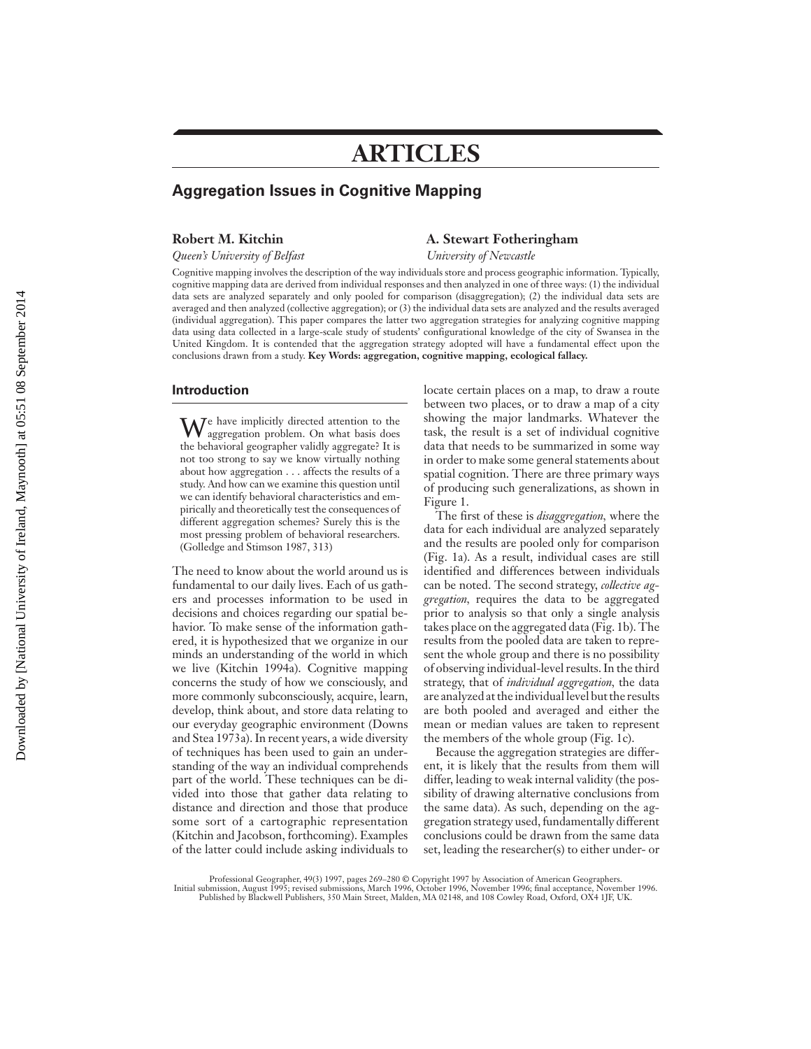# ARTICLES

## Aggregation Issues in Cognitive Mapping

**Robert M. Kitchin**
*Queen's University of Belfast*

**A. Stewart Fotheringham**
*University of Newcastle*

Cognitive mapping involves the description of the way individuals store and process geographic information. Typically, cognitive mapping data are derived from individual responses and then analyzed in one of three ways: (1) the individual data sets are analyzed separately and only pooled for comparison (disaggregation); (2) the individual data sets are averaged and then analyzed (collective aggregation); or (3) the individual data sets are analyzed and the results averaged (individual aggregation). This paper compares the latter two aggregation strategies for analyzing cognitive mapping data using data collected in a large-scale study of students' configurational knowledge of the city of Swansea in the United Kingdom. It is contended that the aggregation strategy adopted will have a fundamental effect upon the conclusions drawn from a study. **Key Words: aggregation, cognitive mapping, ecological fallacy.**

### Introduction

> We have implicitly directed attention to the aggregation problem. On what basis does the behavioral geographer validly aggregate? It is not too strong to say we know virtually nothing about how aggregation . . . affects the results of a study. And how can we examine this question until we can identify behavioral characteristics and empirically and theoretically test the consequences of different aggregation schemes? Surely this is the most pressing problem of behavioral researchers. (Golledge and Stimson 1987, 313)

The need to know about the world around us is fundamental to our daily lives. Each of us gathers and processes information to be used in decisions and choices regarding our spatial behavior. To make sense of the information gathered, it is hypothesized that we organize in our minds an understanding of the world in which we live (Kitchin 1994a). Cognitive mapping concerns the study of how we consciously, and more commonly subconsciously, acquire, learn, develop, think about, and store data relating to our everyday geographic environment (Downs and Stea 1973a). In recent years, a wide diversity of techniques has been used to gain an understanding of the way an individual comprehends part of the world. These techniques can be divided into those that gather data relating to distance and direction and those that produce some sort of a cartographic representation (Kitchin and Jacobson, forthcoming). Examples of the latter could include asking individuals to locate certain places on a map, to draw a route between two places, or to draw a map of a city showing the major landmarks. Whatever the task, the result is a set of individual cognitive data that needs to be summarized in some way in order to make some general statements about spatial cognition. There are three primary ways of producing such generalizations, as shown in Figure 1.

The first of these is *disaggregation*, where the data for each individual are analyzed separately and the results are pooled only for comparison (Fig. 1a). As a result, individual cases are still identified and differences between individuals can be noted. The second strategy, *collective aggregation*, requires the data to be aggregated prior to analysis so that only a single analysis takes place on the aggregated data (Fig. 1b). The results from the pooled data are taken to represent the whole group and there is no possibility of observing individual-level results. In the third strategy, that of *individual aggregation*, the data are analyzed at the individual level but the results are both pooled and averaged and either the mean or median values are taken to represent the members of the whole group (Fig. 1c).

Because the aggregation strategies are different, it is likely that the results from them will differ, leading to weak internal validity (the possibility of drawing alternative conclusions from the same data). As such, depending on the aggregation strategy used, fundamentally different conclusions could be drawn from the same data set, leading the researcher(s) to either under- or

Professional Geographer, 49(3) 1997, pages 269–280 © Copyright 1997 by Association of American Geographers.
Initial submission, August 1995; revised submissions, March 1996, October 1996, November 1996; final acceptance, November 1996.
Published by Blackwell Publishers, 350 Main Street, Malden, MA 02148, and 108 Cowley Road, Oxford, OX4 1JF, UK.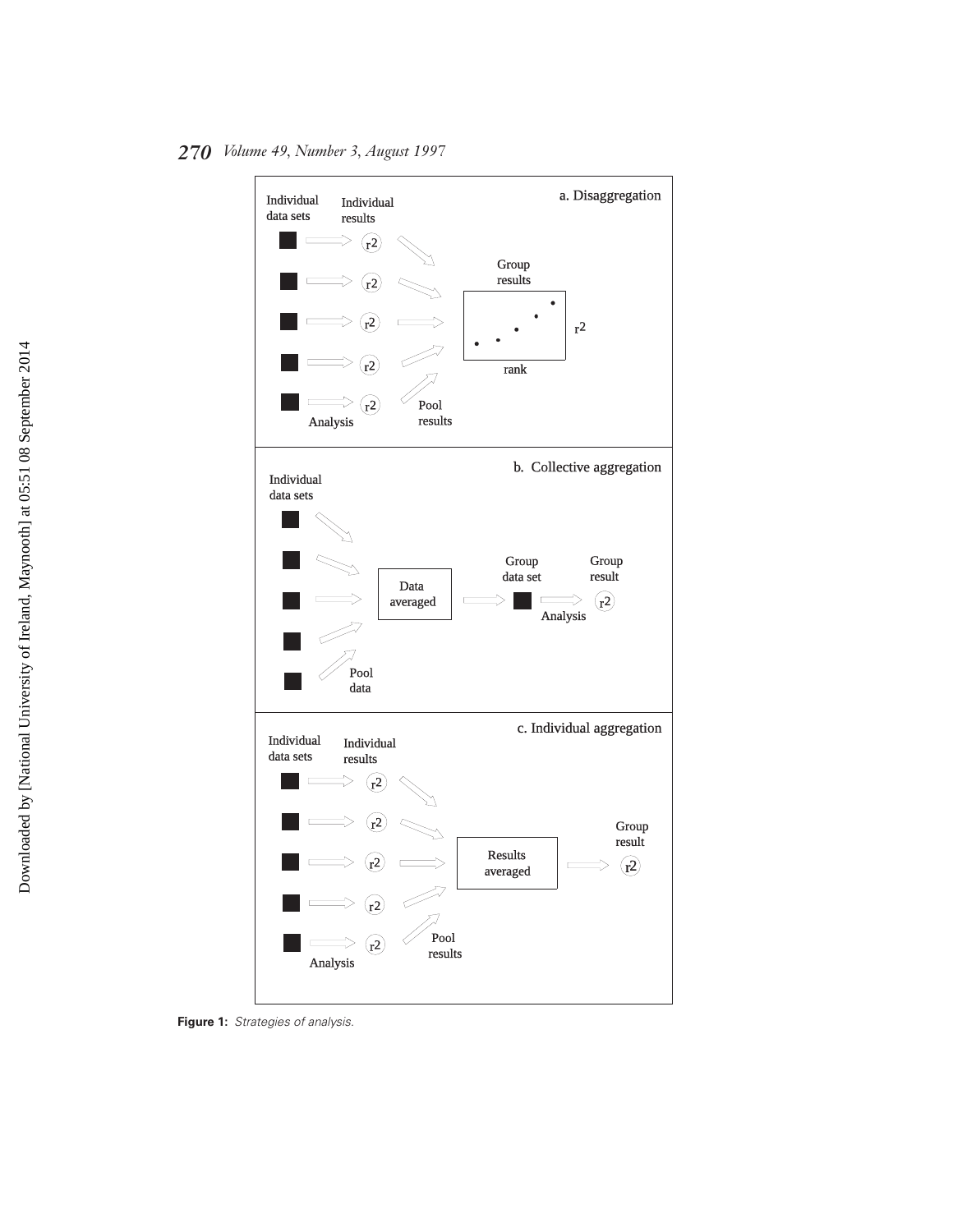Figure 1: *Strategies of analysis.*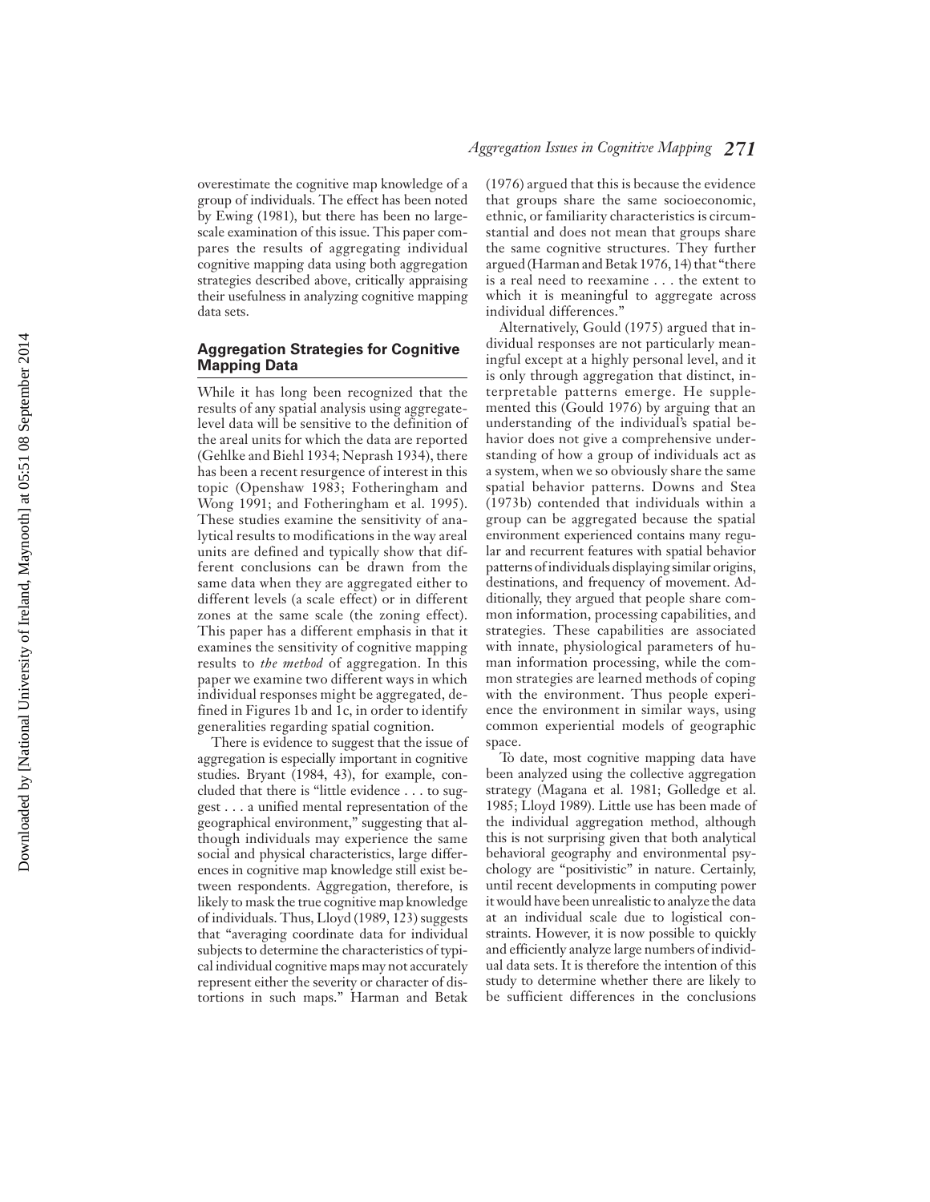overestimate the cognitive map knowledge of a group of individuals. The effect has been noted by Ewing (1981), but there has been no large-scale examination of this issue. This paper compares the results of aggregating individual cognitive mapping data using both aggregation strategies described above, critically appraising their usefulness in analyzing cognitive mapping data sets.

## Aggregation Strategies for Cognitive Mapping Data

While it has long been recognized that the results of any spatial analysis using aggregate-level data will be sensitive to the definition of the areal units for which the data are reported (Gehlke and Biehl 1934; Neprash 1934), there has been a recent resurgence of interest in this topic (Openshaw 1983; Fotheringham and Wong 1991; and Fotheringham et al. 1995). These studies examine the sensitivity of analytical results to modifications in the way areal units are defined and typically show that different conclusions can be drawn from the same data when they are aggregated either to different levels (a scale effect) or in different zones at the same scale (the zoning effect). This paper has a different emphasis in that it examines the sensitivity of cognitive mapping results to *the method* of aggregation. In this paper we examine two different ways in which individual responses might be aggregated, defined in Figures 1b and 1c, in order to identify generalities regarding spatial cognition.

There is evidence to suggest that the issue of aggregation is especially important in cognitive studies. Bryant (1984, 43), for example, concluded that there is "little evidence . . . to suggest . . . a unified mental representation of the geographical environment," suggesting that although individuals may experience the same social and physical characteristics, large differences in cognitive map knowledge still exist between respondents. Aggregation, therefore, is likely to mask the true cognitive map knowledge of individuals. Thus, Lloyd (1989, 123) suggests that "averaging coordinate data for individual subjects to determine the characteristics of typical individual cognitive maps may not accurately represent either the severity or character of distortions in such maps." Harman and Betak (1976) argued that this is because the evidence that groups share the same socioeconomic, ethnic, or familiarity characteristics is circumstantial and does not mean that groups share the same cognitive structures. They further argued (Harman and Betak 1976, 14) that "there is a real need to reexamine . . . the extent to which it is meaningful to aggregate across individual differences."

Alternatively, Gould (1975) argued that individual responses are not particularly meaningful except at a highly personal level, and it is only through aggregation that distinct, interpretable patterns emerge. He supplemented this (Gould 1976) by arguing that an understanding of the individual's spatial behavior does not give a comprehensive understanding of how a group of individuals act as a system, when we so obviously share the same spatial behavior patterns. Downs and Stea (1973b) contended that individuals within a group can be aggregated because the spatial environment experienced contains many regular and recurrent features with spatial behavior patterns of individuals displaying similar origins, destinations, and frequency of movement. Additionally, they argued that people share common information, processing capabilities, and strategies. These capabilities are associated with innate, physiological parameters of human information processing, while the common strategies are learned methods of coping with the environment. Thus people experience the environment in similar ways, using common experiential models of geographic space.

To date, most cognitive mapping data have been analyzed using the collective aggregation strategy (Magana et al. 1981; Golledge et al. 1985; Lloyd 1989). Little use has been made of the individual aggregation method, although this is not surprising given that both analytical behavioral geography and environmental psychology are "positivistic" in nature. Certainly, until recent developments in computing power it would have been unrealistic to analyze the data at an individual scale due to logistical constraints. However, it is now possible to quickly and efficiently analyze large numbers of individual data sets. It is therefore the intention of this study to determine whether there are likely to be sufficient differences in the conclusions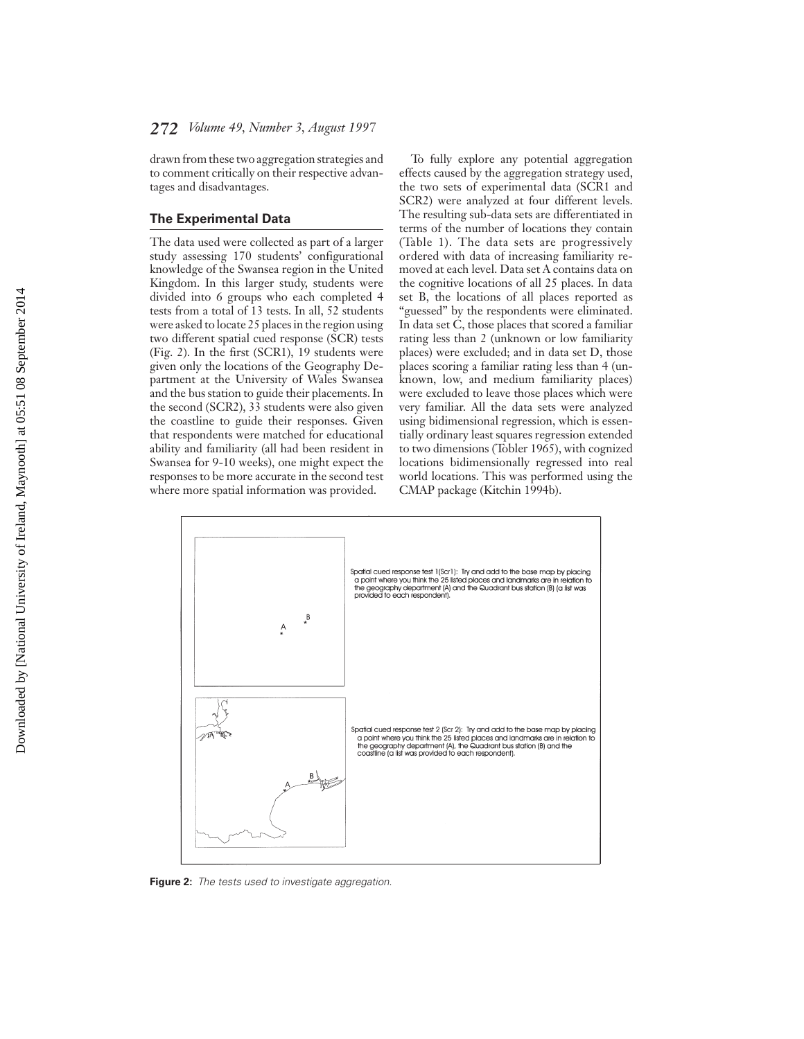drawn from these two aggregation strategies and to comment critically on their respective advantages and disadvantages.

## The Experimental Data

The data used were collected as part of a larger study assessing 170 students' configurational knowledge of the Swansea region in the United Kingdom. In this larger study, students were divided into 6 groups who each completed 4 tests from a total of 13 tests. In all, 52 students were asked to locate 25 places in the region using two different spatial cued response (SCR) tests (Fig. 2). In the first (SCR1), 19 students were given only the locations of the Geography Department at the University of Wales Swansea and the bus station to guide their placements. In the second (SCR2), 33 students were also given the coastline to guide their responses. Given that respondents were matched for educational ability and familiarity (all had been resident in Swansea for 9-10 weeks), one might expect the responses to be more accurate in the second test where more spatial information was provided.

To fully explore any potential aggregation effects caused by the aggregation strategy used, the two sets of experimental data (SCR1 and SCR2) were analyzed at four different levels. The resulting sub-data sets are differentiated in terms of the number of locations they contain (Table 1). The data sets are progressively ordered with data of increasing familiarity removed at each level. Data set A contains data on the cognitive locations of all 25 places. In data set B, the locations of all places reported as "guessed" by the respondents were eliminated. In data set C, those places that scored a familiar rating less than 2 (unknown or low familiarity places) were excluded; and in data set D, those places scoring a familiar rating less than 4 (unknown, low, and medium familiarity places) were excluded to leave those places which were very familiar. All the data sets were analyzed using bidimensional regression, which is essentially ordinary least squares regression extended to two dimensions (Tobler 1965), with cognized locations bidimensionally regressed into real world locations. This was performed using the CMAP package (Kitchin 1994b).

Spatial cued response test 1(Scr1): Try and add to the base map by placing a point where you think the 25 listed places and landmarks are in relation to the geography department (A) and the Quadrant bus station (B) (a list was provided to each respondent).

Spatial cued response test 2 (Scr 2): Try and add to the base map by placing a point where you think the 25 listed places and landmarks are in relation to the geography department (A), the Quadrant bus station (B) and the coastline (a list was provided to each respondent).

**Figure 2:** *The tests used to investigate aggregation.*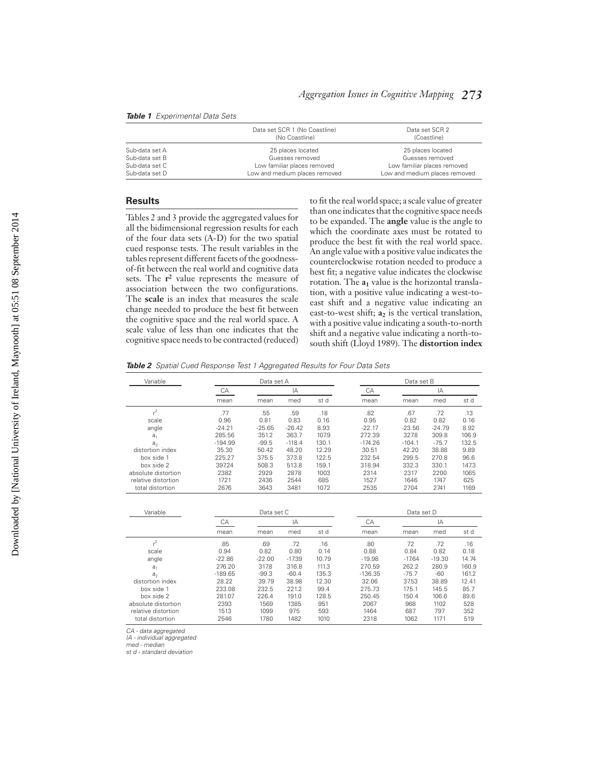*Table 1 Experimental Data Sets*

| | Data set SCR 1 (No Coastline) (No Coastline) | Data set SCR 2 (Coastline) |
|---|---|---|
| Sub-data set A | 25 places located | 25 places located |
| Sub-data set B | Guesses removed | Guesses removed |
| Sub-data set C | Low familiar places removed | Low familiar places removed |
| Sub-data set D | Low and medium places removed | Low and medium places removed |

## Results

Tables 2 and 3 provide the aggregated values for all the bidimensional regression results for each of the four data sets (A-D) for the two spatial cued response tests. The result variables in the tables represent different facets of the goodness-of-fit between the real world and cognitive data sets. The $\mathbf{r^2}$ value represents the measure of association between the two configurations. The **scale** is an index that measures the scale change needed to produce the best fit between the cognitive space and the real world space. A scale value of less than one indicates that the cognitive space needs to be contracted (reduced) to fit the real world space; a scale value of greater than one indicates that the cognitive space needs to be expanded. The **angle** value is the angle to which the coordinate axes must be rotated to produce the best fit with the real world space. An angle value with a positive value indicates the counterclockwise rotation needed to produce a best fit; a negative value indicates the clockwise rotation. The $\mathbf{a_1}$ value is the horizontal translation, with a positive value indicating a west-to-east shift and a negative value indicating an east-to-west shift; $\mathbf{a_2}$ is the vertical translation, with a positive value indicating a south-to-north shift and a negative value indicating a north-to-south shift (Lloyd 1989). The **distortion index**

*Table 2 Spatial Cued Response Test 1 Aggregated Results for Four Data Sets*

| Variable | Data set A | | | | Data set B | | | |
|---|---|---|---|---|---|---|---|---|
| | CA | IA | | | CA | IA | | |
| | mean | mean | med | st d | mean | mean | med | st d |
| $r^2$ | .77 | .55 | .59 | .18 | .82 | .67 | .72 | .13 |
| scale | 0.96 | 0.81 | 0.83 | 0.16 | 0.95 | 0.82 | 0.82 | 0.16 |
| angle | -24.21 | -25.65 | -26.42 | 8.93 | -22.17 | -23.56 | -24.79 | 8.92 |
| $a_1$ | 285.56 | 351.2 | 363.7 | 107.9 | 272.39 | 327.8 | 309.8 | 106.9 |
| $a_2$ | -194.99 | -99.5 | -118.4 | 130.1 | -174.26 | -104.1 | -75.7 | 132.5 |
| distortion index | 35.30 | 50.42 | 48.20 | 12.29 | 30.51 | 42.20 | 38.88 | 9.89 |
| box side 1 | 225.27 | 375.5 | 373.8 | 122.5 | 232.54 | 299.5 | 270.8 | 96.6 |
| box side 2 | 397.24 | 508.3 | 513.8 | 159.1 | 318.94 | 332.3 | 330.1 | 147.3 |
| absolute distortion | 2382 | 2929 | 2878 | 1003 | 2314 | 2317 | 2200 | 1065 |
| relative distortion | 1721 | 2436 | 2544 | 685 | 1527 | 1646 | 1747 | 625 |
| total distortion | 2676 | 3643 | 3481 | 1072 | 2535 | 2704 | 2741 | 1169 |

| Variable | Data set C | | | | Data set D | | | |
|---|---|---|---|---|---|---|---|---|
| | CA | IA | | | CA | IA | | |
| | mean | mean | med | st d | mean | mean | med | st d |
| $r^2$ | .85 | .69 | .72 | .16 | .80 | 72 | .72 | .16 |
| scale | 0.94 | 0.82 | 0.80 | 0.14 | 0.88 | 0.84 | 0.82 | 0.18 |
| angle | -22.86 | -22.00 | -17.39 | 10.79 | -19.98 | -17.64 | -19.30 | 14.74 |
| $a_1$ | 276.20 | 317.8 | 316.8 | 111.3 | 270.59 | 262.2 | 280.9 | 160.9 |
| $a_2$ | -189.65 | -99.3 | -60.4 | 135.3 | -136.35 | -75.7 | -60 | 161.2 |
| distortion index | 28.22 | 39.79 | 38.98 | 12.30 | 32.06 | 37.53 | 38.89 | 12.41 |
| box side 1 | 233.08 | 232.5 | 221.2 | 99.4 | 275.73 | 175.1 | 145.5 | 85.7 |
| box side 2 | 281.07 | 226.4 | 191.0 | 128.5 | 250.45 | 150.4 | 106.6 | 89.6 |
| absolute distortion | 2393 | 1569 | 1385 | 951 | 2067 | 968 | 1102 | 528 |
| relative distortion | 1513 | 1099 | 975 | 593 | 1464 | 687 | 797 | 352 |
| total distortion | 2546 | 1780 | 1482 | 1010 | 2318 | 1062 | 1171 | 519 |

*CA - data aggregated*
*IA - individual aggregated*
*med - median*
*st d - standard deviation*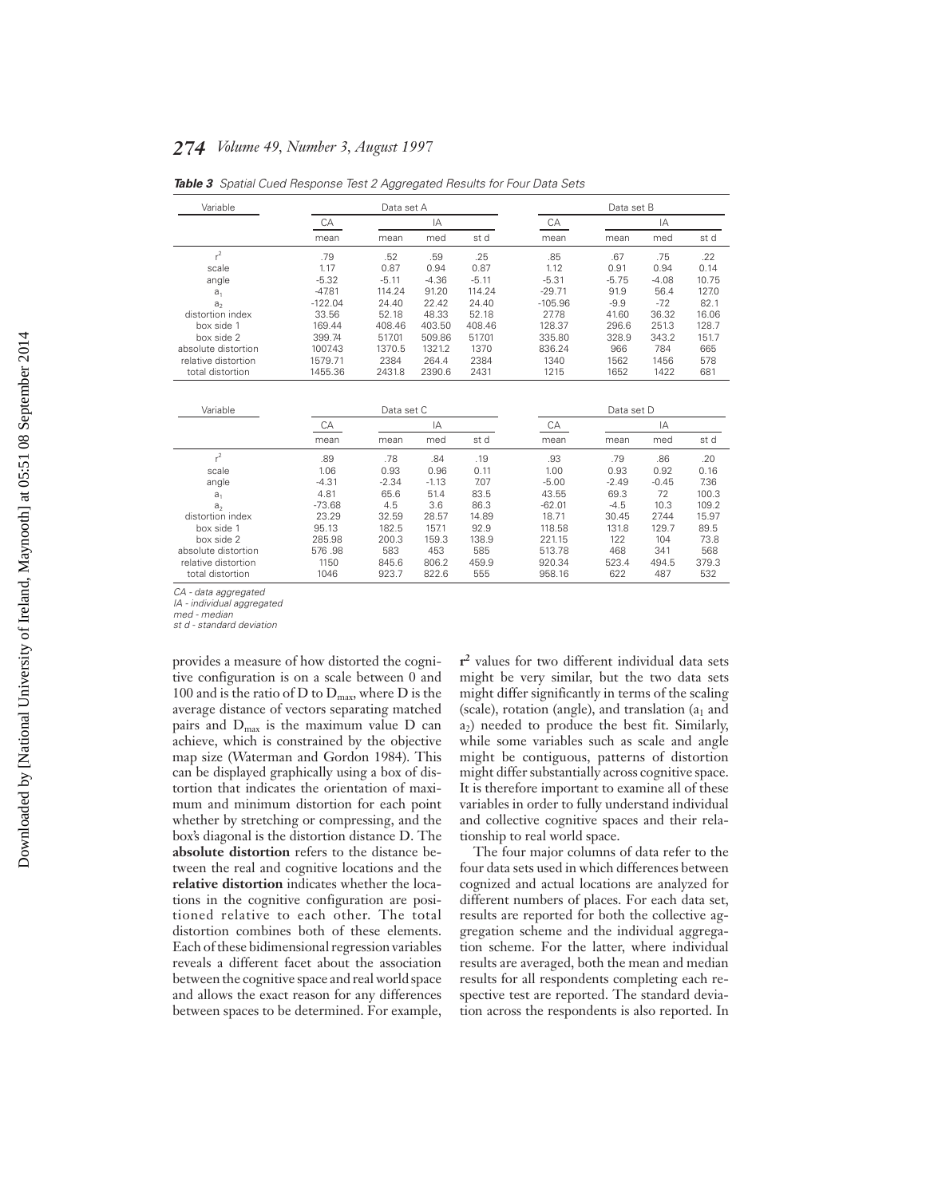***Table 3*** *Spatial Cued Response Test 2 Aggregated Results for Four Data Sets*

| Variable | Data set A | | | | Data set B | | | |
|---|---|---|---|---|---|---|---|---|
| | CA | IA | | | CA | IA | | |
| | mean | mean | med | st d | mean | mean | med | st d |
| $r^2$ | .79 | .52 | .59 | .25 | .85 | .67 | .75 | .22 |
| scale | 1.17 | 0.87 | 0.94 | 0.87 | 1.12 | 0.91 | 0.94 | 0.14 |
| angle | -5.32 | -5.11 | -4.36 | -5.11 | -5.31 | -5.75 | -4.08 | 10.75 |
| $a_1$ | -47.81 | 114.24 | 91.20 | 114.24 | -29.71 | 91.9 | 56.4 | 127.0 |
| $a_2$ | -122.04 | 24.40 | 22.42 | 24.40 | -105.96 | -9.9 | -7.2 | 82.1 |
| distortion index | 33.56 | 52.18 | 48.33 | 52.18 | 27.78 | 41.60 | 36.32 | 16.06 |
| box side 1 | 169.44 | 408.46 | 403.50 | 408.46 | 128.37 | 296.6 | 251.3 | 128.7 |
| box side 2 | 399.74 | 517.01 | 509.86 | 517.01 | 335.80 | 328.9 | 343.2 | 151.7 |
| absolute distortion | 1007.43 | 1370.5 | 1321.2 | 1370 | 836.24 | 966 | 784 | 665 |
| relative distortion | 1579.71 | 2384 | 264.4 | 2384 | 1340 | 1562 | 1456 | 578 |
| total distortion | 1455.36 | 2431.8 | 2390.6 | 2431 | 1215 | 1652 | 1422 | 681 |

| Variable | Data set C | | | | Data set D | | | |
|---|---|---|---|---|---|---|---|---|
| | CA | IA | | | CA | IA | | |
| | mean | mean | med | st d | mean | mean | med | st d |
| $r^2$ | .89 | .78 | .84 | .19 | .93 | .79 | .86 | .20 |
| scale | 1.06 | 0.93 | 0.96 | 0.11 | 1.00 | 0.93 | 0.92 | 0.16 |
| angle | -4.31 | -2.34 | -1.13 | 7.07 | -5.00 | -2.49 | -0.45 | 7.36 |
| $a_1$ | 4.81 | 65.6 | 51.4 | 83.5 | 43.55 | 69.3 | 72 | 100.3 |
| $a_2$ | -73.68 | 4.5 | 3.6 | 86.3 | -62.01 | -4.5 | 10.3 | 109.2 |
| distortion index | 23.29 | 32.59 | 28.57 | 14.89 | 18.71 | 30.45 | 27.44 | 15.97 |
| box side 1 | 95.13 | 182.5 | 157.1 | 92.9 | 118.58 | 131.8 | 129.7 | 89.5 |
| box side 2 | 285.98 | 200.3 | 159.3 | 138.9 | 221.15 | 122 | 104 | 73.8 |
| absolute distortion | 576 .98 | 583 | 453 | 585 | 513.78 | 468 | 341 | 568 |
| relative distortion | 1150 | 845.6 | 806.2 | 459.9 | 920.34 | 523.4 | 494.5 | 379.3 |
| total distortion | 1046 | 923.7 | 822.6 | 555 | 958.16 | 622 | 487 | 532 |

*CA - data aggregated*
*IA - individual aggregated*
*med - median*
*st d - standard deviation*

provides a measure of how distorted the cognitive configuration is on a scale between 0 and 100 and is the ratio of D to $D_{max}$, where D is the average distance of vectors separating matched pairs and $D_{max}$ is the maximum value D can achieve, which is constrained by the objective map size (Waterman and Gordon 1984). This can be displayed graphically using a box of distortion that indicates the orientation of maximum and minimum distortion for each point whether by stretching or compressing, and the box's diagonal is the distortion distance D. The **absolute distortion** refers to the distance between the real and cognitive locations and the **relative distortion** indicates whether the locations in the cognitive configuration are positioned relative to each other. The total distortion combines both of these elements. Each of these bidimensional regression variables reveals a different facet about the association between the cognitive space and real world space and allows the exact reason for any differences between spaces to be determined. For example, $r^2$ values for two different individual data sets might be very similar, but the two data sets might differ significantly in terms of the scaling (scale), rotation (angle), and translation ($a_1$ and $a_2$) needed to produce the best fit. Similarly, while some variables such as scale and angle might be contiguous, patterns of distortion might differ substantially across cognitive space. It is therefore important to examine all of these variables in order to fully understand individual and collective cognitive spaces and their relationship to real world space.

The four major columns of data refer to the four data sets used in which differences between cognized and actual locations are analyzed for different numbers of places. For each data set, results are reported for both the collective aggregation scheme and the individual aggregation scheme. For the latter, where individual results are averaged, both the mean and median results for all respondents completing each respective test are reported. The standard deviation across the respondents is also reported. In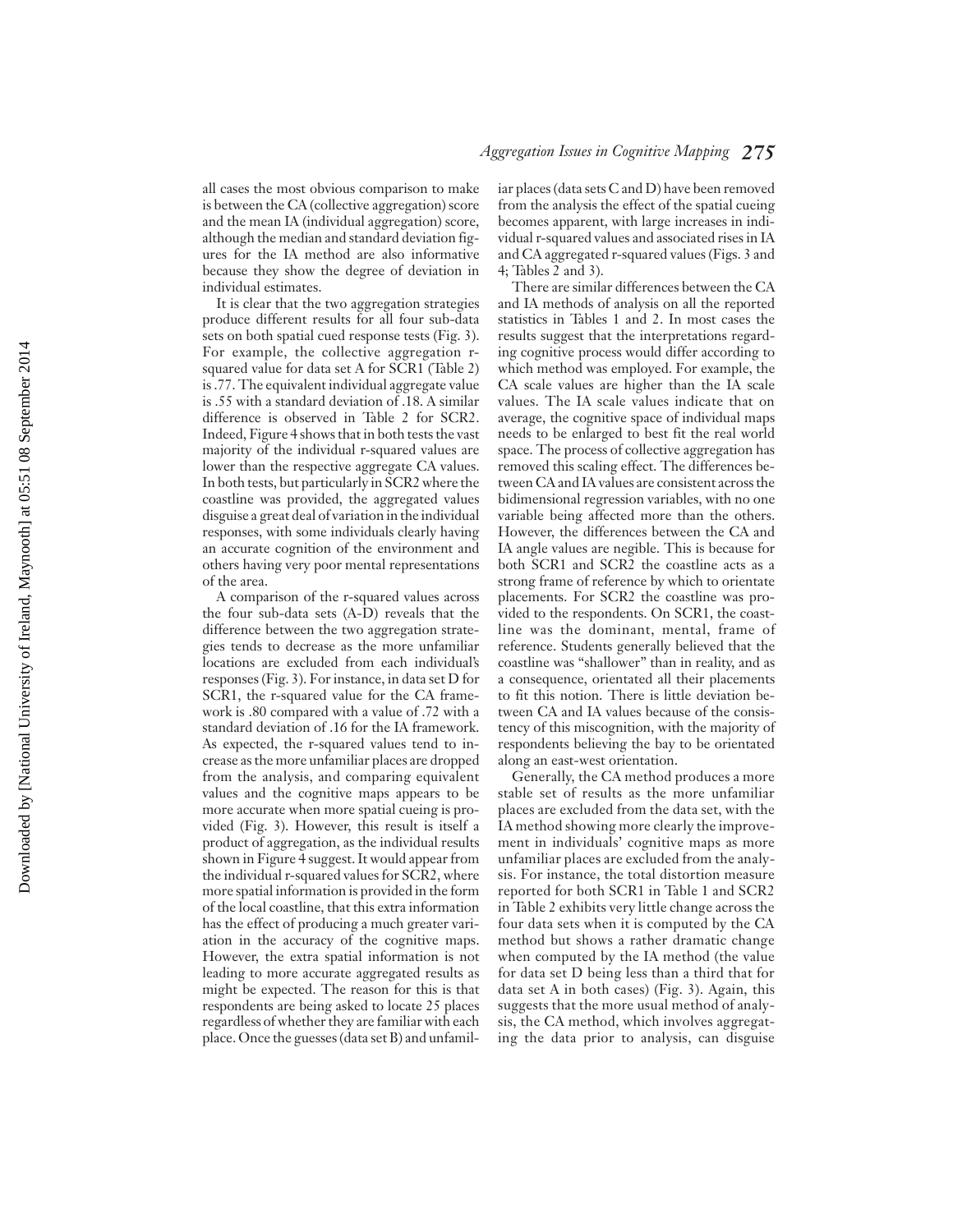all cases the most obvious comparison to make is between the CA (collective aggregation) score and the mean IA (individual aggregation) score, although the median and standard deviation figures for the IA method are also informative because they show the degree of deviation in individual estimates.

It is clear that the two aggregation strategies produce different results for all four sub-data sets on both spatial cued response tests (Fig. 3). For example, the collective aggregation r-squared value for data set A for SCR1 (Table 2) is .77. The equivalent individual aggregate value is .55 with a standard deviation of .18. A similar difference is observed in Table 2 for SCR2. Indeed, Figure 4 shows that in both tests the vast majority of the individual r-squared values are lower than the respective aggregate CA values. In both tests, but particularly in SCR2 where the coastline was provided, the aggregated values disguise a great deal of variation in the individual responses, with some individuals clearly having an accurate cognition of the environment and others having very poor mental representations of the area.

A comparison of the r-squared values across the four sub-data sets (A-D) reveals that the difference between the two aggregation strategies tends to decrease as the more unfamiliar locations are excluded from each individual's responses (Fig. 3). For instance, in data set D for SCR1, the r-squared value for the CA framework is .80 compared with a value of .72 with a standard deviation of .16 for the IA framework. As expected, the r-squared values tend to increase as the more unfamiliar places are dropped from the analysis, and comparing equivalent values and the cognitive maps appears to be more accurate when more spatial cueing is provided (Fig. 3). However, this result is itself a product of aggregation, as the individual results shown in Figure 4 suggest. It would appear from the individual r-squared values for SCR2, where more spatial information is provided in the form of the local coastline, that this extra information has the effect of producing a much greater variation in the accuracy of the cognitive maps. However, the extra spatial information is not leading to more accurate aggregated results as might be expected. The reason for this is that respondents are being asked to locate 25 places regardless of whether they are familiar with each place. Once the guesses (data set B) and unfamiliar places (data sets C and D) have been removed from the analysis the effect of the spatial cueing becomes apparent, with large increases in individual r-squared values and associated rises in IA and CA aggregated r-squared values (Figs. 3 and 4; Tables 2 and 3).

There are similar differences between the CA and IA methods of analysis on all the reported statistics in Tables 1 and 2. In most cases the results suggest that the interpretations regarding cognitive process would differ according to which method was employed. For example, the CA scale values are higher than the IA scale values. The IA scale values indicate that on average, the cognitive space of individual maps needs to be enlarged to best fit the real world space. The process of collective aggregation has removed this scaling effect. The differences between CA and IA values are consistent across the bidimensional regression variables, with no one variable being affected more than the others. However, the differences between the CA and IA angle values are negible. This is because for both SCR1 and SCR2 the coastline acts as a strong frame of reference by which to orientate placements. For SCR2 the coastline was provided to the respondents. On SCR1, the coastline was the dominant, mental, frame of reference. Students generally believed that the coastline was "shallower" than in reality, and as a consequence, orientated all their placements to fit this notion. There is little deviation between CA and IA values because of the consistency of this miscognition, with the majority of respondents believing the bay to be orientated along an east-west orientation.

Generally, the CA method produces a more stable set of results as the more unfamiliar places are excluded from the data set, with the IA method showing more clearly the improvement in individuals' cognitive maps as more unfamiliar places are excluded from the analysis. For instance, the total distortion measure reported for both SCR1 in Table 1 and SCR2 in Table 2 exhibits very little change across the four data sets when it is computed by the CA method but shows a rather dramatic change when computed by the IA method (the value for data set D being less than a third that for data set A in both cases) (Fig. 3). Again, this suggests that the more usual method of analysis, the CA method, which involves aggregating the data prior to analysis, can disguise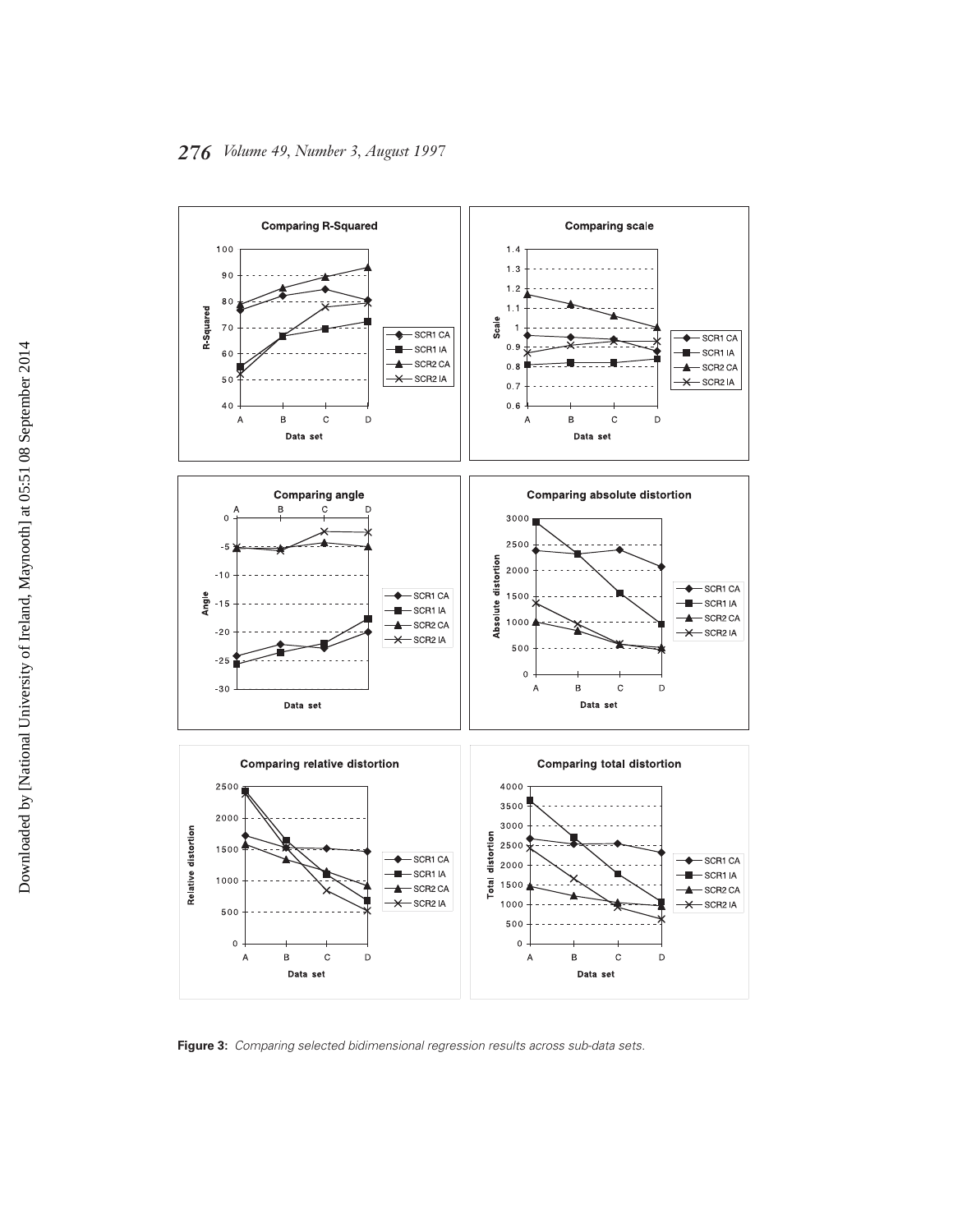**Figure 3:** *Comparing selected bidimensional regression results across sub-data sets.*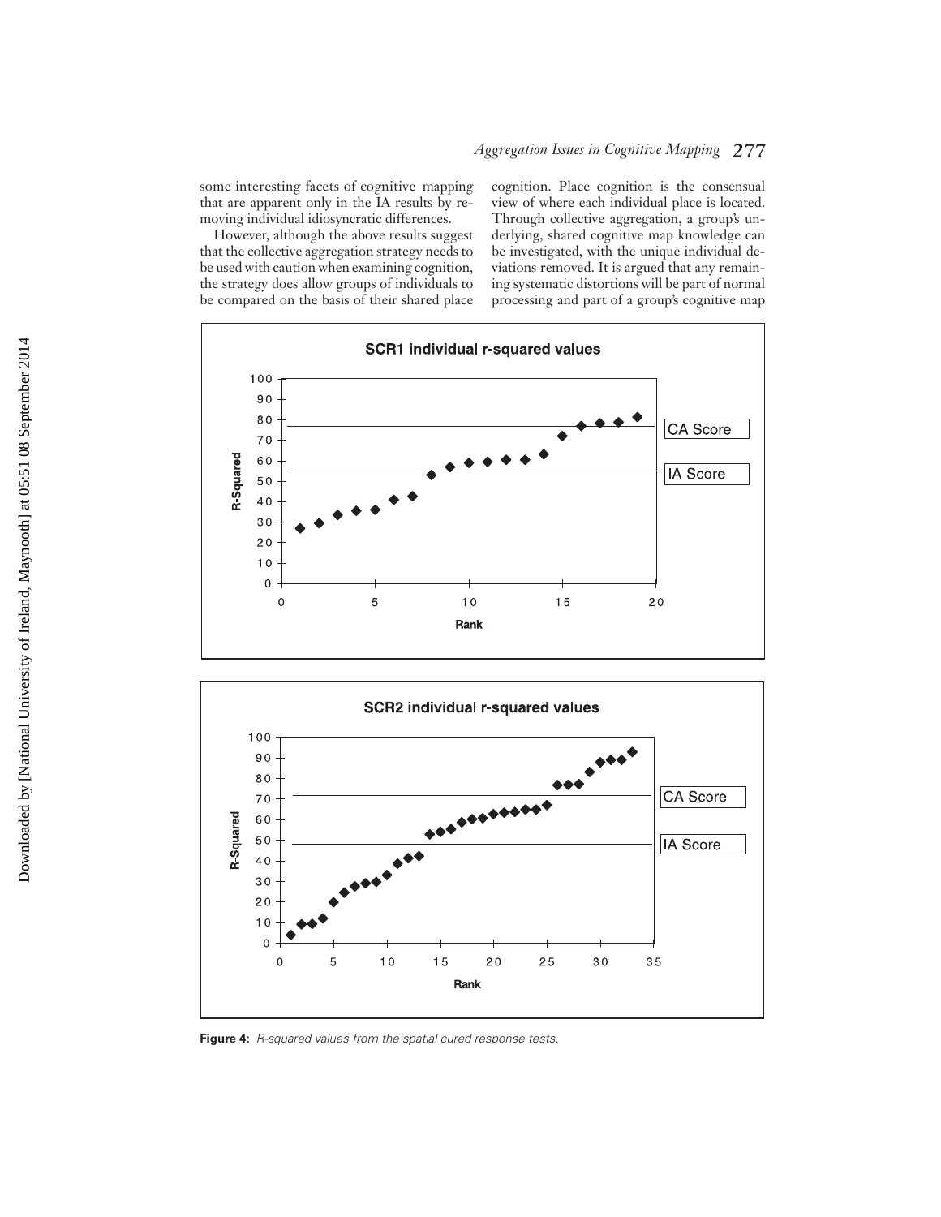some interesting facets of cognitive mapping that are apparent only in the IA results by removing individual idiosyncratic differences.

However, although the above results suggest that the collective aggregation strategy needs to be used with caution when examining cognition, the strategy does allow groups of individuals to be compared on the basis of their shared place cognition. Place cognition is the consensual view of where each individual place is located. Through collective aggregation, a group's underlying, shared cognitive map knowledge can be investigated, with the unique individual deviations removed. It is argued that any remaining systematic distortions will be part of normal processing and part of a group's cognitive map

**Figure 4:** *R-squared values from the spatial cured response tests.*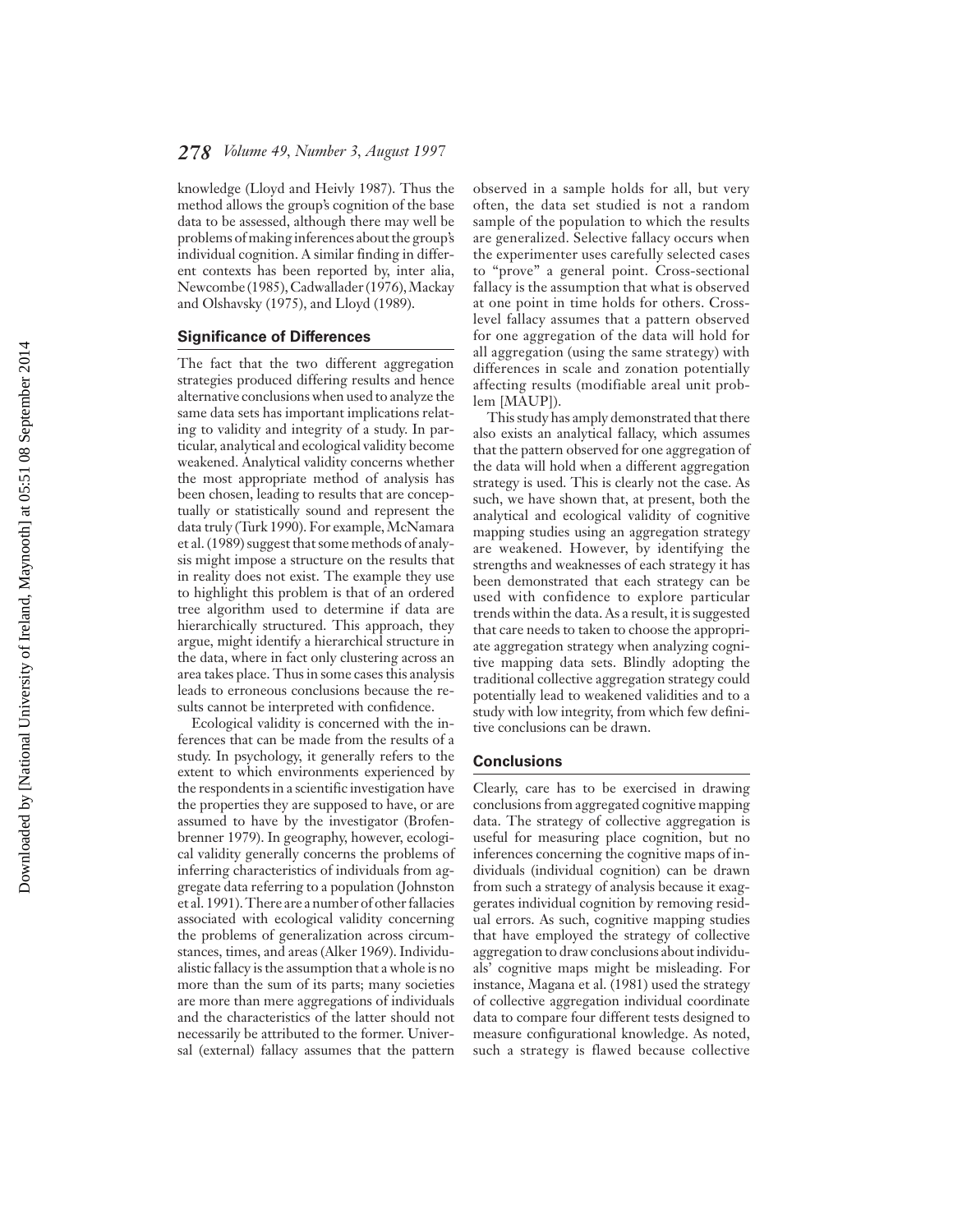knowledge (Lloyd and Heivly 1987). Thus the method allows the group's cognition of the base data to be assessed, although there may well be problems of making inferences about the group's individual cognition. A similar finding in different contexts has been reported by, inter alia, Newcombe (1985), Cadwallader (1976), Mackay and Olshavsky (1975), and Lloyd (1989).

### Significance of Differences

The fact that the two different aggregation strategies produced differing results and hence alternative conclusions when used to analyze the same data sets has important implications relating to validity and integrity of a study. In particular, analytical and ecological validity become weakened. Analytical validity concerns whether the most appropriate method of analysis has been chosen, leading to results that are conceptually or statistically sound and represent the data truly (Turk 1990). For example, McNamara et al. (1989) suggest that some methods of analysis might impose a structure on the results that in reality does not exist. The example they use to highlight this problem is that of an ordered tree algorithm used to determine if data are hierarchically structured. This approach, they argue, might identify a hierarchical structure in the data, where in fact only clustering across an area takes place. Thus in some cases this analysis leads to erroneous conclusions because the results cannot be interpreted with confidence.

Ecological validity is concerned with the inferences that can be made from the results of a study. In psychology, it generally refers to the extent to which environments experienced by the respondents in a scientific investigation have the properties they are supposed to have, or are assumed to have by the investigator (Brofenbrenner 1979). In geography, however, ecological validity generally concerns the problems of inferring characteristics of individuals from aggregate data referring to a population (Johnston et al. 1991). There are a number of other fallacies associated with ecological validity concerning the problems of generalization across circumstances, times, and areas (Alker 1969). Individualistic fallacy is the assumption that a whole is no more than the sum of its parts; many societies are more than mere aggregations of individuals and the characteristics of the latter should not necessarily be attributed to the former. Universal (external) fallacy assumes that the pattern observed in a sample holds for all, but very often, the data set studied is not a random sample of the population to which the results are generalized. Selective fallacy occurs when the experimenter uses carefully selected cases to "prove" a general point. Cross-sectional fallacy is the assumption that what is observed at one point in time holds for others. Cross-level fallacy assumes that a pattern observed for one aggregation of the data will hold for all aggregation (using the same strategy) with differences in scale and zonation potentially affecting results (modifiable areal unit problem [MAUP]).

This study has amply demonstrated that there also exists an analytical fallacy, which assumes that the pattern observed for one aggregation of the data will hold when a different aggregation strategy is used. This is clearly not the case. As such, we have shown that, at present, both the analytical and ecological validity of cognitive mapping studies using an aggregation strategy are weakened. However, by identifying the strengths and weaknesses of each strategy it has been demonstrated that each strategy can be used with confidence to explore particular trends within the data. As a result, it is suggested that care needs to taken to choose the appropriate aggregation strategy when analyzing cognitive mapping data sets. Blindly adopting the traditional collective aggregation strategy could potentially lead to weakened validities and to a study with low integrity, from which few definitive conclusions can be drawn.

### Conclusions

Clearly, care has to be exercised in drawing conclusions from aggregated cognitive mapping data. The strategy of collective aggregation is useful for measuring place cognition, but no inferences concerning the cognitive maps of individuals (individual cognition) can be drawn from such a strategy of analysis because it exaggerates individual cognition by removing residual errors. As such, cognitive mapping studies that have employed the strategy of collective aggregation to draw conclusions about individuals' cognitive maps might be misleading. For instance, Magana et al. (1981) used the strategy of collective aggregation individual coordinate data to compare four different tests designed to measure configurational knowledge. As noted, such a strategy is flawed because collective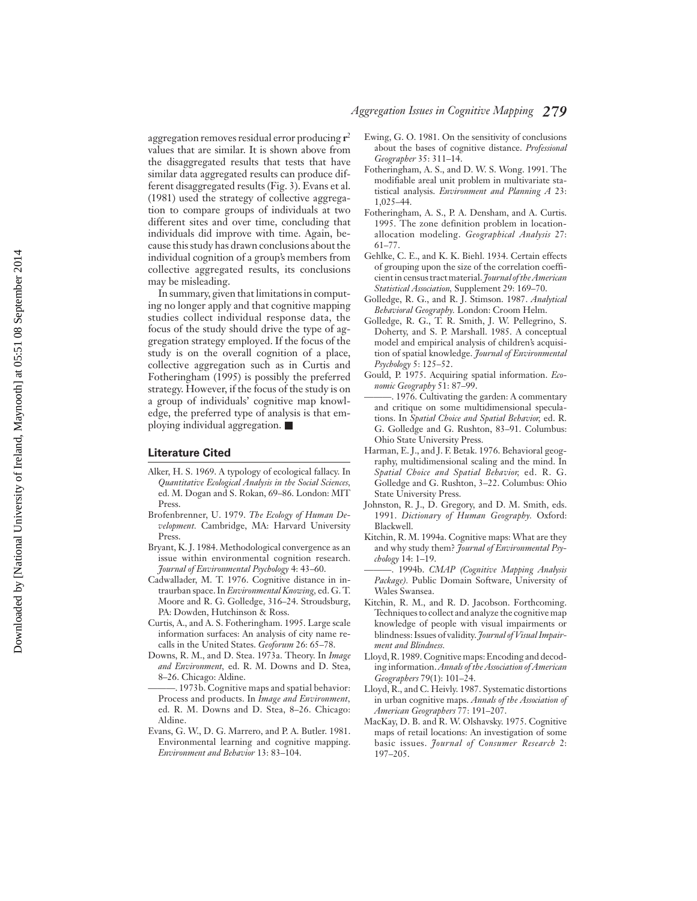aggregation removes residual error producing $\mathbf{r}^2$ values that are similar. It is shown above from the disaggregated results that tests that have similar data aggregated results can produce different disaggregated results (Fig. 3). Evans et al. (1981) used the strategy of collective aggregation to compare groups of individuals at two different sites and over time, concluding that individuals did improve with time. Again, because this study has drawn conclusions about the individual cognition of a group's members from collective aggregated results, its conclusions may be misleading.

In summary, given that limitations in computing no longer apply and that cognitive mapping studies collect individual response data, the focus of the study should drive the type of aggregation strategy employed. If the focus of the study is on the overall cognition of a place, collective aggregation such as in Curtis and Fotheringham (1995) is possibly the preferred strategy. However, if the focus of the study is on a group of individuals' cognitive map knowledge, the preferred type of analysis is that employing individual aggregation. ■

## Literature Cited

Alker, H. S. 1969. A typology of ecological fallacy. In *Quantitative Ecological Analysis in the Social Sciences*, ed. M. Dogan and S. Rokan, 69–86. London: MIT Press.

Brofenbrenner, U. 1979. *The Ecology of Human Development.* Cambridge, MA: Harvard University Press.

Bryant, K. J. 1984. Methodological convergence as an issue within environmental cognition research. *Journal of Environmental Psychology* 4: 43–60.

Cadwallader, M. T. 1976. Cognitive distance in intraurban space. In *Environmental Knowing*, ed. G. T. Moore and R. G. Golledge, 316–24. Stroudsburg, PA: Dowden, Hutchinson & Ross.

Curtis, A., and A. S. Fotheringham. 1995. Large scale information surfaces: An analysis of city name recalls in the United States. *Geoforum* 26: 65–78.

Downs, R. M., and D. Stea. 1973a. Theory. In *Image and Environment*, ed. R. M. Downs and D. Stea, 8–26. Chicago: Aldine.

———. 1973b. Cognitive maps and spatial behavior: Process and products. In *Image and Environment*, ed. R. M. Downs and D. Stea, 8–26. Chicago: Aldine.

Evans, G. W., D. G. Marrero, and P. A. Butler. 1981. Environmental learning and cognitive mapping. *Environment and Behavior* 13: 83–104.

Ewing, G. O. 1981. On the sensitivity of conclusions about the bases of cognitive distance. *Professional Geographer* 35: 311–14.

Fotheringham, A. S., and D. W. S. Wong. 1991. The modifiable areal unit problem in multivariate statistical analysis. *Environment and Planning A* 23: 1,025–44.

Fotheringham, A. S., P. A. Densham, and A. Curtis. 1995. The zone definition problem in location-allocation modeling. *Geographical Analysis* 27: 61–77.

Gehlke, C. E., and K. K. Biehl. 1934. Certain effects of grouping upon the size of the correlation coefficient in census tract material. *Journal of the American Statistical Association*, Supplement 29: 169–70.

Golledge, R. G., and R. J. Stimson. 1987. *Analytical Behavioral Geography.* London: Croom Helm.

Golledge, R. G., T. R. Smith, J. W. Pellegrino, S. Doherty, and S. P. Marshall. 1985. A conceptual model and empirical analysis of children's acquisition of spatial knowledge. *Journal of Environmental Psychology* 5: 125–52.

Gould, P. 1975. Acquiring spatial information. *Economic Geography* 51: 87–99.

———. 1976. Cultivating the garden: A commentary and critique on some multidimensional speculations. In *Spatial Choice and Spatial Behavior*, ed. R. G. Golledge and G. Rushton, 83–91. Columbus: Ohio State University Press.

Harman, E. J., and J. F. Betak. 1976. Behavioral geography, multidimensional scaling and the mind. In *Spatial Choice and Spatial Behavior*, ed. R. G. Golledge and G. Rushton, 3–22. Columbus: Ohio State University Press.

Johnston, R. J., D. Gregory, and D. M. Smith, eds. 1991. *Dictionary of Human Geography.* Oxford: Blackwell.

Kitchin, R. M. 1994a. Cognitive maps: What are they and why study them? *Journal of Environmental Psychology* 14: 1–19.

———. 1994b. *CMAP (Cognitive Mapping Analysis Package).* Public Domain Software, University of Wales Swansea.

Kitchin, R. M., and R. D. Jacobson. Forthcoming. Techniques to collect and analyze the cognitive map knowledge of people with visual impairments or blindness: Issues of validity. *Journal of Visual Impairment and Blindness.*

Lloyd, R. 1989. Cognitive maps: Encoding and decoding information. *Annals of the Association of American Geographers* 79(1): 101–24.

Lloyd, R., and C. Heivly. 1987. Systematic distortions in urban cognitive maps. *Annals of the Association of American Geographers* 77: 191–207.

MacKay, D. B. and R. W. Olshavsky. 1975. Cognitive maps of retail locations: An investigation of some basic issues. *Journal of Consumer Research* 2: 197–205.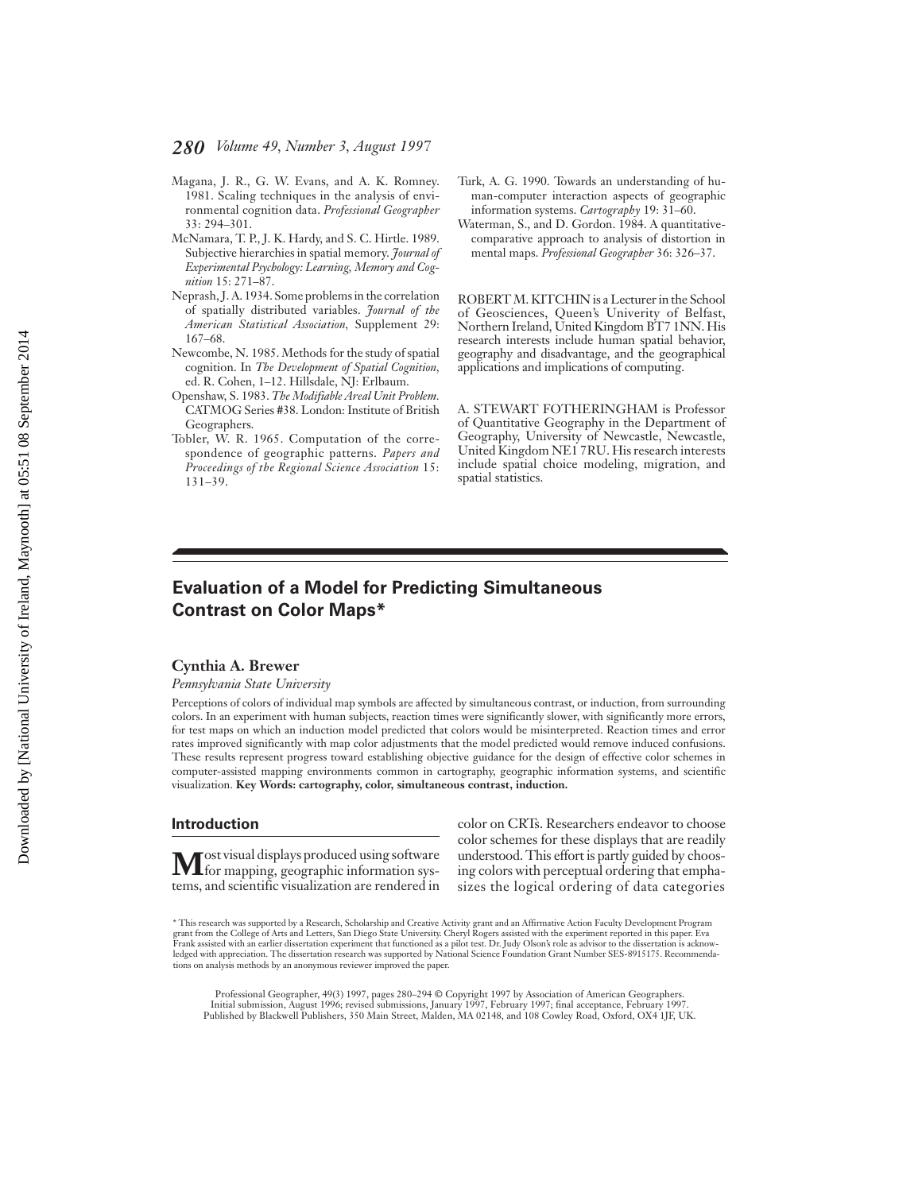Magana, J. R., G. W. Evans, and A. K. Romney. 1981. Scaling techniques in the analysis of environmental cognition data. *Professional Geographer* 33: 294–301.

McNamara, T. P., J. K. Hardy, and S. C. Hirtle. 1989. Subjective hierarchies in spatial memory. *Journal of Experimental Psychology: Learning, Memory and Cognition* 15: 271–87.

Neprash, J. A. 1934. Some problems in the correlation of spatially distributed variables. *Journal of the American Statistical Association*, Supplement 29: 167–68.

Newcombe, N. 1985. Methods for the study of spatial cognition. In *The Development of Spatial Cognition*, ed. R. Cohen, 1–12. Hillsdale, NJ: Erlbaum.

Openshaw, S. 1983. *The Modifiable Areal Unit Problem.* CATMOG Series #38. London: Institute of British Geographers.

Tobler, W. R. 1965. Computation of the correspondence of geographic patterns. *Papers and Proceedings of the Regional Science Association* 15: 131–39.

Turk, A. G. 1990. Towards an understanding of human-computer interaction aspects of geographic information systems. *Cartography* 19: 31–60.

Waterman, S., and D. Gordon. 1984. A quantitative-comparative approach to analysis of distortion in mental maps. *Professional Geographer* 36: 326–37.

ROBERT M. KITCHIN is a Lecturer in the School of Geosciences, Queen's Univerity of Belfast, Northern Ireland, United Kingdom BT7 1NN. His research interests include human spatial behavior, geography and disadvantage, and the geographical applications and implications of computing.

A. STEWART FOTHERINGHAM is Professor of Quantitative Geography in the Department of Geography, University of Newcastle, Newcastle, United Kingdom NE1 7RU. His research interests include spatial choice modeling, migration, and spatial statistics.

# Evaluation of a Model for Predicting Simultaneous Contrast on Color Maps*

**Cynthia A. Brewer**

*Pennsylvania State University*

Perceptions of colors of individual map symbols are affected by simultaneous contrast, or induction, from surrounding colors. In an experiment with human subjects, reaction times were significantly slower, with significantly more errors, for test maps on which an induction model predicted that colors would be misinterpreted. Reaction times and error rates improved significantly with map color adjustments that the model predicted would remove induced confusions. These results represent progress toward establishing objective guidance for the design of effective color schemes in computer-assisted mapping environments common in cartography, geographic information systems, and scientific visualization. **Key Words: cartography, color, simultaneous contrast, induction.**

## Introduction

Most visual displays produced using software for mapping, geographic information systems, and scientific visualization are rendered in color on CRTs. Researchers endeavor to choose color schemes for these displays that are readily understood. This effort is partly guided by choosing colors with perceptual ordering that emphasizes the logical ordering of data categories

\* This research was supported by a Research, Scholarship and Creative Activity grant and an Affirmative Action Faculty Development Program grant from the College of Arts and Letters, San Diego State University. Cheryl Rogers assisted with the experiment reported in this paper. Eva Frank assisted with an earlier dissertation experiment that functioned as a pilot test. Dr. Judy Olson's role as advisor to the dissertation is acknowledged with appreciation. The dissertation research was supported by National Science Foundation Grant Number SES-8915175. Recommendations on analysis methods by an anonymous reviewer improved the paper.

Professional Geographer, 49(3) 1997, pages 280–294 © Copyright 1997 by Association of American Geographers. Initial submission, August 1996; revised submissions, January 1997, February 1997; final acceptance, February 1997. Published by Blackwell Publishers, 350 Main Street, Malden, MA 02148, and 108 Cowley Road, Oxford, OX4 1JF, UK.